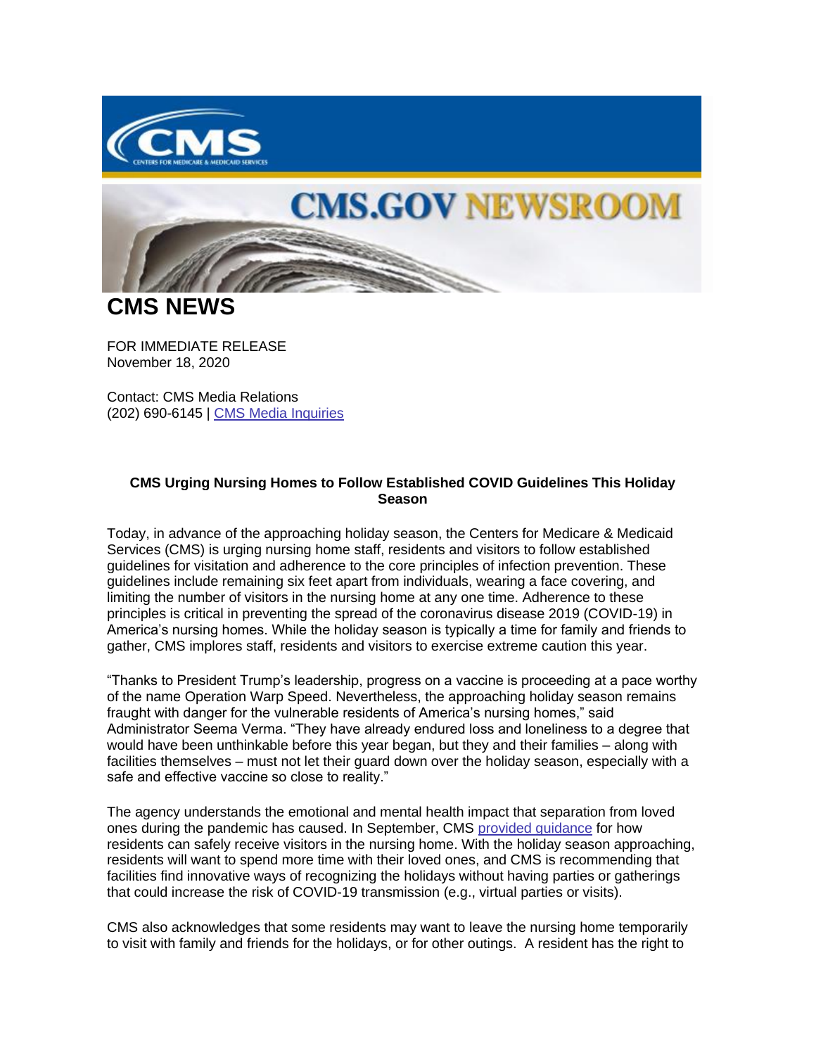# CMS NEWS

FOR IMMEDIATE RELEASE
November 18, 2020

Contact: CMS Media Relations
(202) 690-6145 | [CMS Media Inquiries]

**CMS Urging Nursing Homes to Follow Established COVID Guidelines This Holiday Season**

Today, in advance of the approaching holiday season, the Centers for Medicare & Medicaid Services (CMS) is urging nursing home staff, residents and visitors to follow established guidelines for visitation and adherence to the core principles of infection prevention. These guidelines include remaining six feet apart from individuals, wearing a face covering, and limiting the number of visitors in the nursing home at any one time. Adherence to these principles is critical in preventing the spread of the coronavirus disease 2019 (COVID-19) in America's nursing homes. While the holiday season is typically a time for family and friends to gather, CMS implores staff, residents and visitors to exercise extreme caution this year.

"Thanks to President Trump's leadership, progress on a vaccine is proceeding at a pace worthy of the name Operation Warp Speed. Nevertheless, the approaching holiday season remains fraught with danger for the vulnerable residents of America's nursing homes," said Administrator Seema Verma. "They have already endured loss and loneliness to a degree that would have been unthinkable before this year began, but they and their families – along with facilities themselves – must not let their guard down over the holiday season, especially with a safe and effective vaccine so close to reality."

The agency understands the emotional and mental health impact that separation from loved ones during the pandemic has caused. In September, CMS provided guidance for how residents can safely receive visitors in the nursing home. With the holiday season approaching, residents will want to spend more time with their loved ones, and CMS is recommending that facilities find innovative ways of recognizing the holidays without having parties or gatherings that could increase the risk of COVID-19 transmission (e.g., virtual parties or visits).

CMS also acknowledges that some residents may want to leave the nursing home temporarily to visit with family and friends for the holidays, or for other outings. A resident has the right to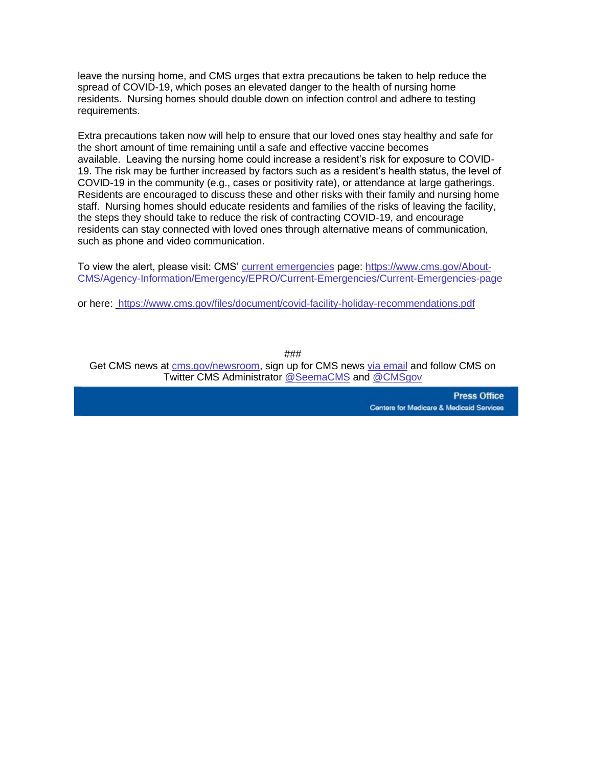leave the nursing home, and CMS urges that extra precautions be taken to help reduce the spread of COVID-19, which poses an elevated danger to the health of nursing home residents.  Nursing homes should double down on infection control and adhere to testing requirements.

Extra precautions taken now will help to ensure that our loved ones stay healthy and safe for the short amount of time remaining until a safe and effective vaccine becomes available.  Leaving the nursing home could increase a resident's risk for exposure to COVID-19. The risk may be further increased by factors such as a resident's health status, the level of COVID-19 in the community (e.g., cases or positivity rate), or attendance at large gatherings. Residents are encouraged to discuss these and other risks with their family and nursing home staff.  Nursing homes should educate residents and families of the risks of leaving the facility, the steps they should take to reduce the risk of contracting COVID-19, and encourage residents can stay connected with loved ones through alternative means of communication, such as phone and video communication.

To view the alert, please visit: CMS' current emergencies page: https://www.cms.gov/About-CMS/Agency-Information/Emergency/EPRO/Current-Emergencies/Current-Emergencies-page

or here: https://www.cms.gov/files/document/covid-facility-holiday-recommendations.pdf

###

Get CMS news at cms.gov/newsroom, sign up for CMS news via email and follow CMS on Twitter CMS Administrator @SeemaCMS and @CMSgov

**Press Office**
Centers for Medicare & Medicaid Services